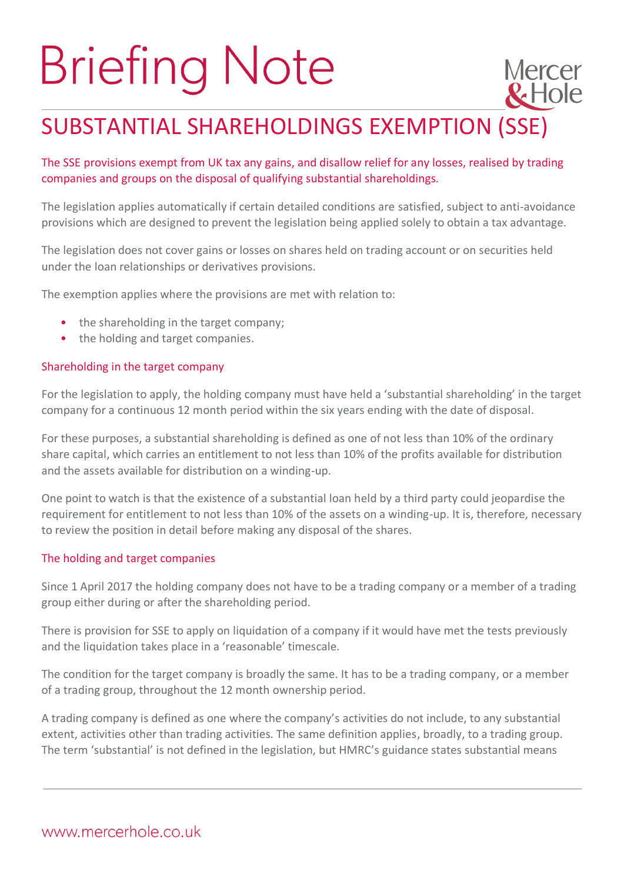# Briefing Note

## SUBSTANTIAL SHAREHOLDINGS EXEMPTION (SSE)

The SSE provisions exempt from UK tax any gains, and disallow relief for any losses, realised by trading companies and groups on the disposal of qualifying substantial shareholdings.

The legislation applies automatically if certain detailed conditions are satisfied, subject to anti-avoidance provisions which are designed to prevent the legislation being applied solely to obtain a tax advantage.

The legislation does not cover gains or losses on shares held on trading account or on securities held under the loan relationships or derivatives provisions.

The exemption applies where the provisions are met with relation to:

- the shareholding in the target company;
- the holding and target companies.

### Shareholding in the target company

For the legislation to apply, the holding company must have held a 'substantial shareholding' in the target company for a continuous 12 month period within the six years ending with the date of disposal.

For these purposes, a substantial shareholding is defined as one of not less than 10% of the ordinary share capital, which carries an entitlement to not less than 10% of the profits available for distribution and the assets available for distribution on a winding-up.

One point to watch is that the existence of a substantial loan held by a third party could jeopardise the requirement for entitlement to not less than 10% of the assets on a winding-up. It is, therefore, necessary to review the position in detail before making any disposal of the shares.

### The holding and target companies

Since 1 April 2017 the holding company does not have to be a trading company or a member of a trading group either during or after the shareholding period.

There is provision for SSE to apply on liquidation of a company if it would have met the tests previously and the liquidation takes place in a 'reasonable' timescale.

The condition for the target company is broadly the same. It has to be a trading company, or a member of a trading group, throughout the 12 month ownership period.

A trading company is defined as one where the company's activities do not include, to any substantial extent, activities other than trading activities. The same definition applies, broadly, to a trading group. The term 'substantial' is not defined in the legislation, but HMRC's guidance states substantial means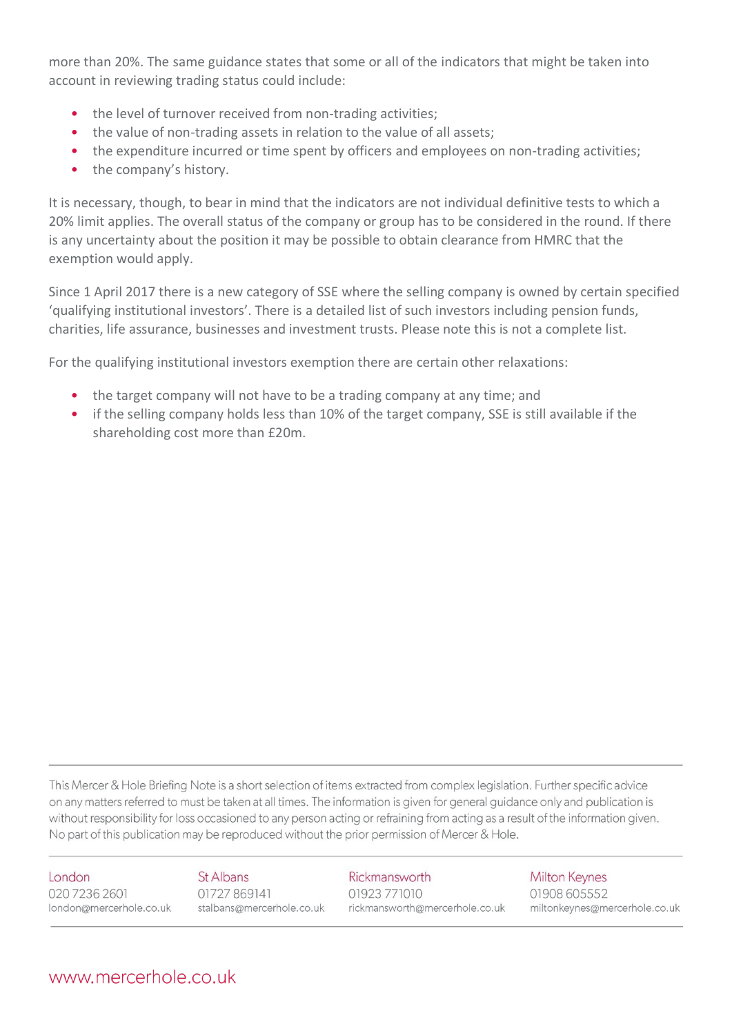more than 20%. The same guidance states that some or all of the indicators that might be taken into account in reviewing trading status could include:

- the level of turnover received from non-trading activities;
- the value of non-trading assets in relation to the value of all assets;
- the expenditure incurred or time spent by officers and employees on non-trading activities;
- the company's history.

It is necessary, though, to bear in mind that the indicators are not individual definitive tests to which a 20% limit applies. The overall status of the company or group has to be considered in the round. If there is any uncertainty about the position it may be possible to obtain clearance from HMRC that the exemption would apply.

Since 1 April 2017 there is a new category of SSE where the selling company is owned by certain specified 'qualifying institutional investors'. There is a detailed list of such investors including pension funds, charities, life assurance, businesses and investment trusts. Please note this is not a complete list.

For the qualifying institutional investors exemption there are certain other relaxations:

- the target company will not have to be a trading company at any time; and
- if the selling company holds less than 10% of the target company, SSE is still available if the shareholding cost more than £20m.

---

This Mercer & Hole Briefing Note is a short selection of items extracted from complex legislation. Further specific advice on any matters referred to must be taken at all times. The information is given for general guidance only and publication is without responsibility for loss occasioned to any person acting or refraining from acting as a result of the information given. No part of this publication may be reproduced without the prior permission of Mercer & Hole.

| London | St Albans | Rickmansworth | Milton Keynes |
|---|---|---|---|
| 020 7236 2601 | 01727 869141 | 01923 771010 | 01908 605552 |
| london@mercerhole.co.uk | stalbans@mercerhole.co.uk | rickmansworth@mercerhole.co.uk | miltonkeynes@mercerhole.co.uk |

www.mercerhole.co.uk